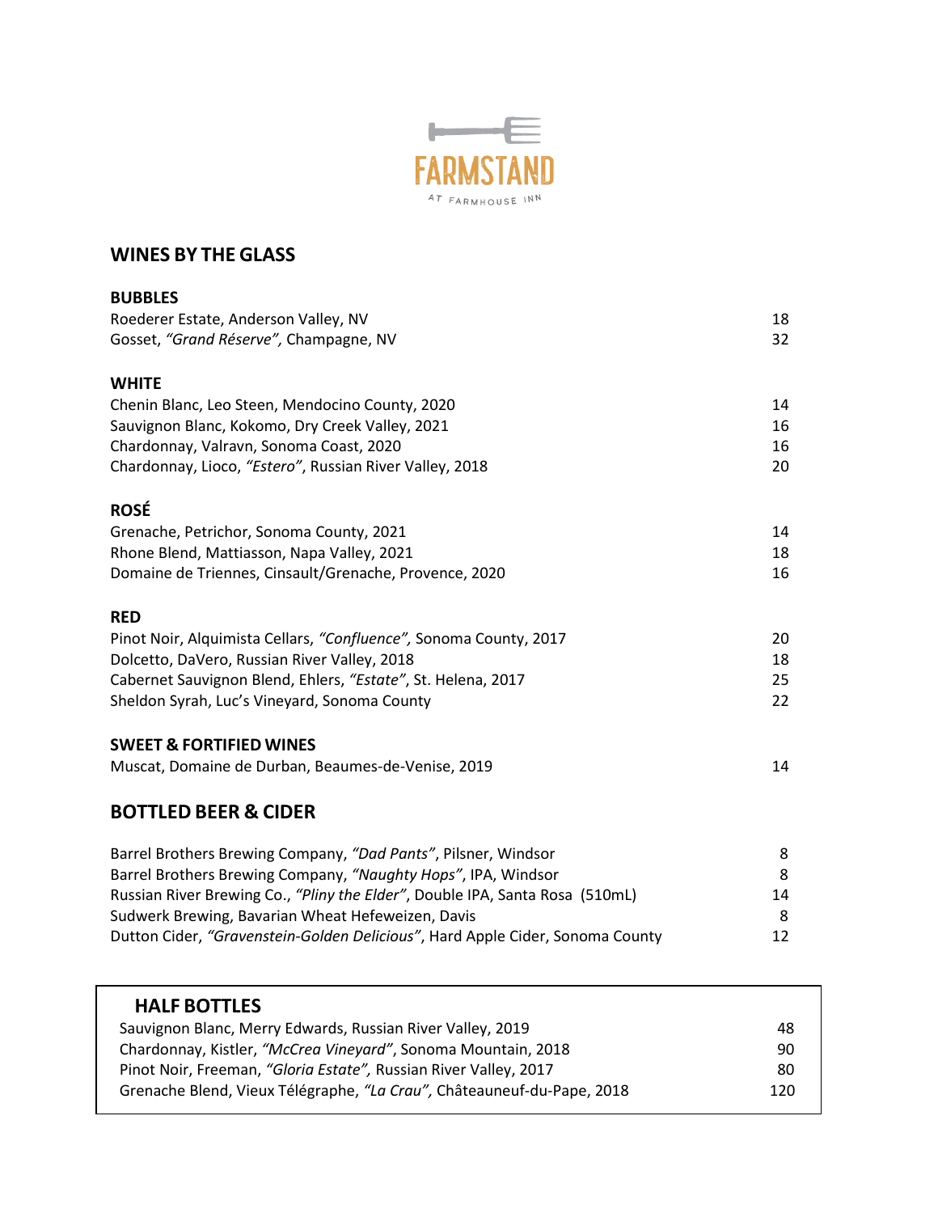# FARMSTAND

AT FARMHOUSE INN

## WINES BY THE GLASS

### BUBBLES

| | |
|---|---|
| Roederer Estate, Anderson Valley, NV | 18 |
| Gosset, *"Grand Réserve",* Champagne, NV | 32 |

### WHITE

| | |
|---|---|
| Chenin Blanc, Leo Steen, Mendocino County, 2020 | 14 |
| Sauvignon Blanc, Kokomo, Dry Creek Valley, 2021 | 16 |
| Chardonnay, Valravn, Sonoma Coast, 2020 | 16 |
| Chardonnay, Lioco, *"Estero"*, Russian River Valley, 2018 | 20 |

### ROSÉ

| | |
|---|---|
| Grenache, Petrichor, Sonoma County, 2021 | 14 |
| Rhone Blend, Mattiasson, Napa Valley, 2021 | 18 |
| Domaine de Triennes, Cinsault/Grenache, Provence, 2020 | 16 |

### RED

| | |
|---|---|
| Pinot Noir, Alquimista Cellars, *"Confluence",* Sonoma County, 2017 | 20 |
| Dolcetto, DaVero, Russian River Valley, 2018 | 18 |
| Cabernet Sauvignon Blend, Ehlers, *"Estate"*, St. Helena, 2017 | 25 |
| Sheldon Syrah, Luc's Vineyard, Sonoma County | 22 |

### SWEET & FORTIFIED WINES

| | |
|---|---|
| Muscat, Domaine de Durban, Beaumes-de-Venise, 2019 | 14 |

## BOTTLED BEER & CIDER

| | |
|---|---|
| Barrel Brothers Brewing Company, *"Dad Pants"*, Pilsner, Windsor | 8 |
| Barrel Brothers Brewing Company, *"Naughty Hops"*, IPA, Windsor | 8 |
| Russian River Brewing Co., *"Pliny the Elder"*, Double IPA, Santa Rosa (510mL) | 14 |
| Sudwerk Brewing, Bavarian Wheat Hefeweizen, Davis | 8 |
| Dutton Cider, *"Gravenstein-Golden Delicious"*, Hard Apple Cider, Sonoma County | 12 |

## HALF BOTTLES

| | |
|---|---|
| Sauvignon Blanc, Merry Edwards, Russian River Valley, 2019 | 48 |
| Chardonnay, Kistler, *"McCrea Vineyard"*, Sonoma Mountain, 2018 | 90 |
| Pinot Noir, Freeman, *"Gloria Estate",* Russian River Valley, 2017 | 80 |
| Grenache Blend, Vieux Télégraphe, *"La Crau",* Châteauneuf-du-Pape, 2018 | 120 |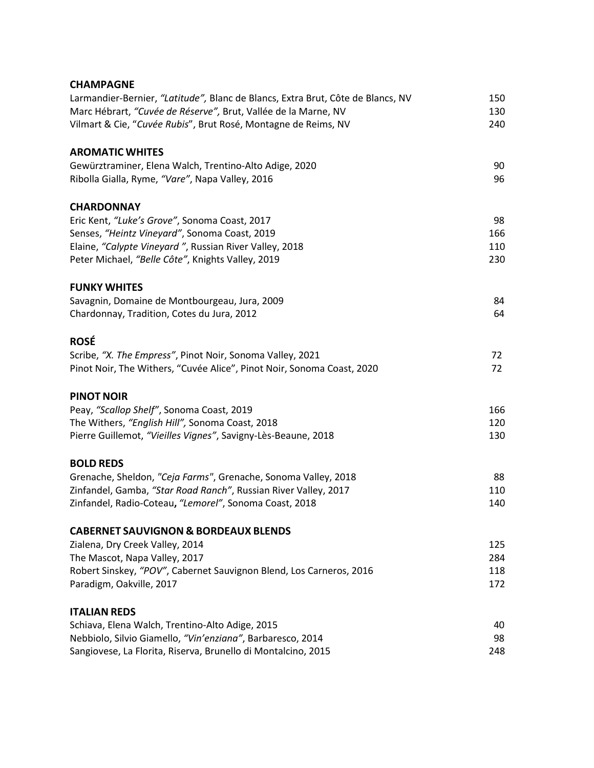## CHAMPAGNE

| | |
|---|---|
| Larmandier-Bernier, *"Latitude",* Blanc de Blancs, Extra Brut, Côte de Blancs, NV | 150 |
| Marc Hébrart, *"Cuvée de Réserve",* Brut, Vallée de la Marne, NV | 130 |
| Vilmart & Cie, "*Cuvée Rubis*", Brut Rosé, Montagne de Reims, NV | 240 |

## AROMATIC WHITES

| | |
|---|---|
| Gewürztraminer, Elena Walch, Trentino-Alto Adige, 2020 | 90 |
| Ribolla Gialla, Ryme, *"Vare"*, Napa Valley, 2016 | 96 |

## CHARDONNAY

| | |
|---|---|
| Eric Kent, *"Luke's Grove"*, Sonoma Coast, 2017 | 98 |
| Senses, *"Heintz Vineyard"*, Sonoma Coast, 2019 | 166 |
| Elaine, *"Calypte Vineyard ",* Russian River Valley, 2018 | 110 |
| Peter Michael, *"Belle Côte"*, Knights Valley, 2019 | 230 |

## FUNKY WHITES

| | |
|---|---|
| Savagnin, Domaine de Montbourgeau, Jura, 2009 | 84 |
| Chardonnay, Tradition, Cotes du Jura, 2012 | 64 |

## ROSÉ

| | |
|---|---|
| Scribe, *"X. The Empress"*, Pinot Noir, Sonoma Valley, 2021 | 72 |
| Pinot Noir, The Withers, "Cuvée Alice", Pinot Noir, Sonoma Coast, 2020 | 72 |

## PINOT NOIR

| | |
|---|---|
| Peay, *"Scallop Shelf"*, Sonoma Coast, 2019 | 166 |
| The Withers, *"English Hill",* Sonoma Coast, 2018 | 120 |
| Pierre Guillemot, *"Vieilles Vignes"*, Savigny-Lès-Beaune, 2018 | 130 |

## BOLD REDS

| | |
|---|---|
| Grenache, Sheldon, *"Ceja Farms"*, Grenache, Sonoma Valley, 2018 | 88 |
| Zinfandel, Gamba, *"Star Road Ranch"*, Russian River Valley, 2017 | 110 |
| Zinfandel, Radio-Coteau**,** *"Lemorel"*, Sonoma Coast, 2018 | 140 |

## CABERNET SAUVIGNON & BORDEAUX BLENDS

| | |
|---|---|
| Zialena, Dry Creek Valley, 2014 | 125 |
| The Mascot, Napa Valley, 2017 | 284 |
| Robert Sinskey, *"POV"*, Cabernet Sauvignon Blend, Los Carneros, 2016 | 118 |
| Paradigm, Oakville, 2017 | 172 |

## ITALIAN REDS

| | |
|---|---|
| Schiava, Elena Walch, Trentino-Alto Adige, 2015 | 40 |
| Nebbiolo, Silvio Giamello, *"Vin'enziana"*, Barbaresco, 2014 | 98 |
| Sangiovese, La Florita, Riserva, Brunello di Montalcino, 2015 | 248 |